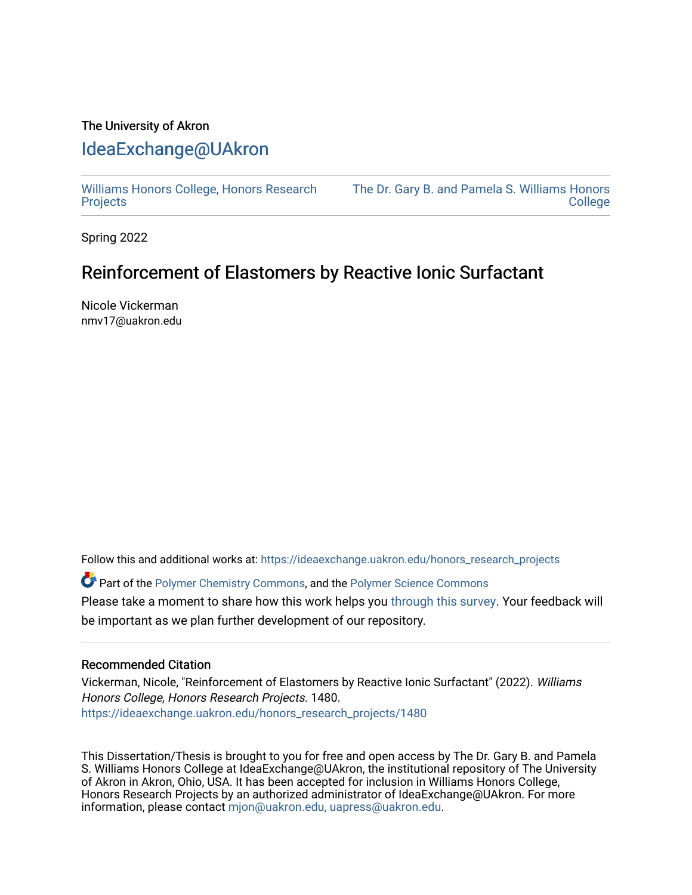The University of Akron

# IdeaExchange@UAkron

Williams Honors College, Honors Research Projects

The Dr. Gary B. and Pamela S. Williams Honors College

Spring 2022

## Reinforcement of Elastomers by Reactive Ionic Surfactant

Nicole Vickerman
nmv17@uakron.edu

Follow this and additional works at: https://ideaexchange.uakron.edu/honors_research_projects

Part of the Polymer Chemistry Commons, and the Polymer Science Commons

Please take a moment to share how this work helps you through this survey. Your feedback will be important as we plan further development of our repository.

### Recommended Citation

Vickerman, Nicole, "Reinforcement of Elastomers by Reactive Ionic Surfactant" (2022). *Williams Honors College, Honors Research Projects*. 1480.
https://ideaexchange.uakron.edu/honors_research_projects/1480

This Dissertation/Thesis is brought to you for free and open access by The Dr. Gary B. and Pamela S. Williams Honors College at IdeaExchange@UAkron, the institutional repository of The University of Akron in Akron, Ohio, USA. It has been accepted for inclusion in Williams Honors College, Honors Research Projects by an authorized administrator of IdeaExchange@UAkron. For more information, please contact mjon@uakron.edu, uapress@uakron.edu.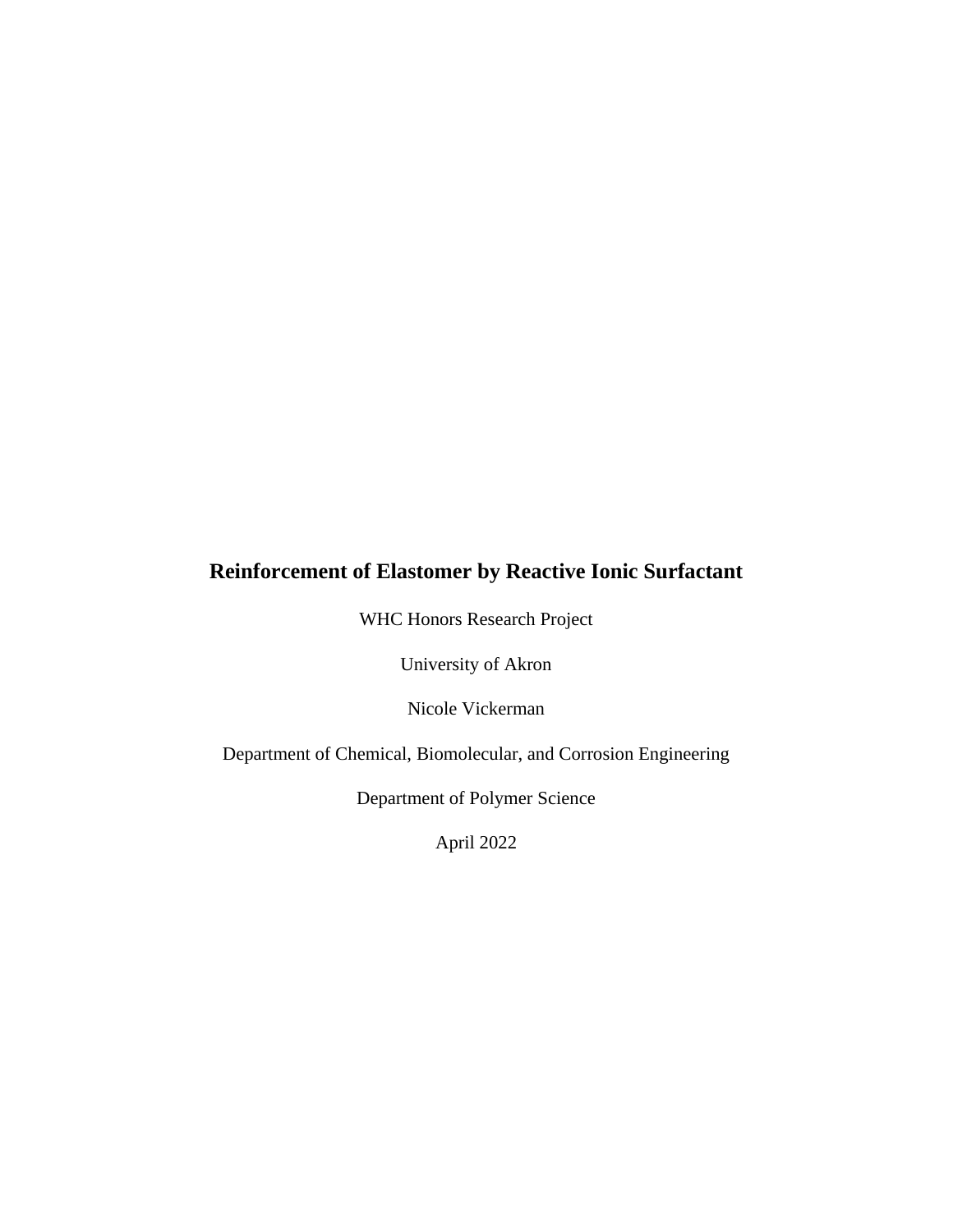# Reinforcement of Elastomer by Reactive Ionic Surfactant

WHC Honors Research Project

University of Akron

Nicole Vickerman

Department of Chemical, Biomolecular, and Corrosion Engineering

Department of Polymer Science

April 2022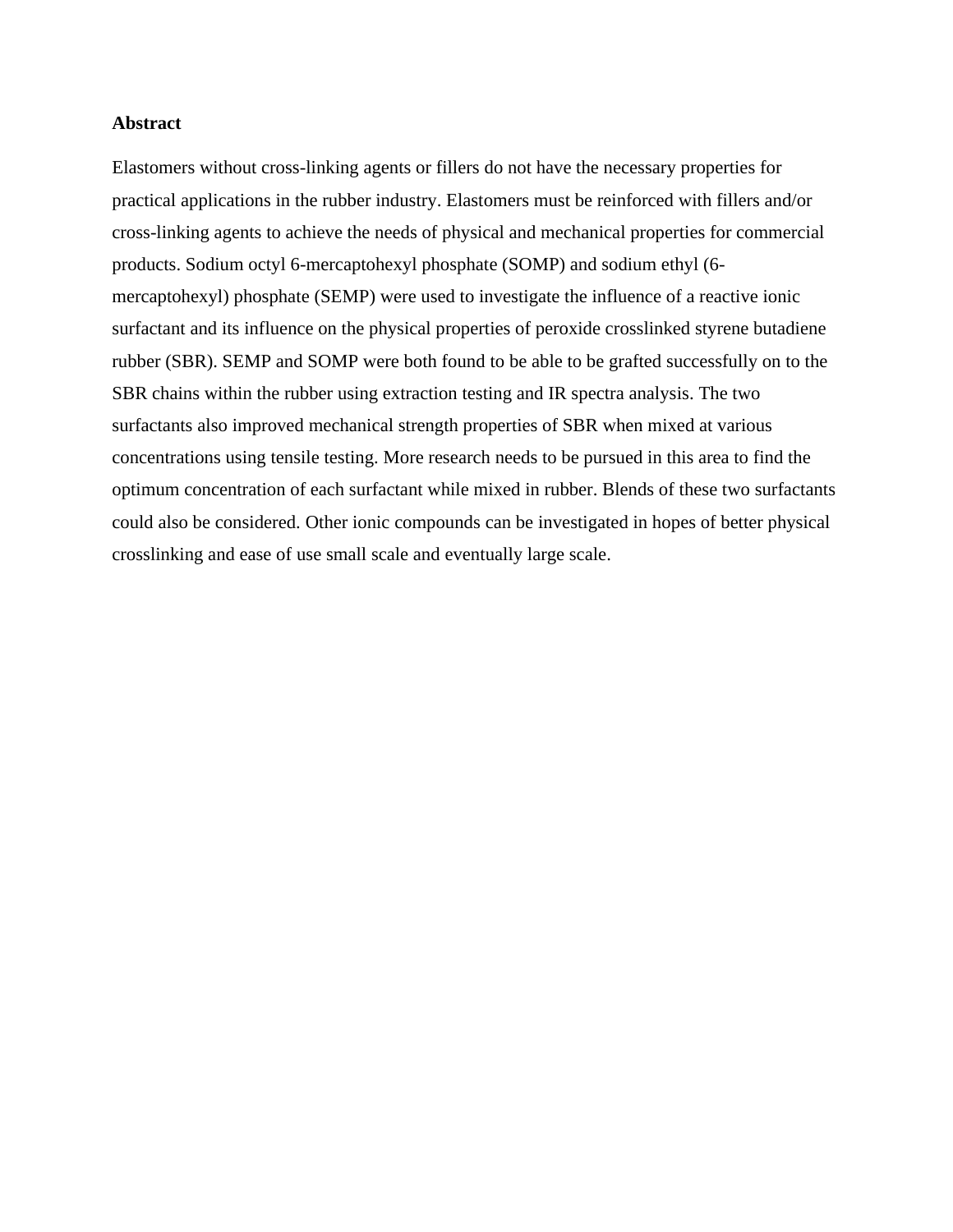**Abstract**

Elastomers without cross-linking agents or fillers do not have the necessary properties for practical applications in the rubber industry. Elastomers must be reinforced with fillers and/or cross-linking agents to achieve the needs of physical and mechanical properties for commercial products. Sodium octyl 6-mercaptohexyl phosphate (SOMP) and sodium ethyl (6-mercaptohexyl) phosphate (SEMP) were used to investigate the influence of a reactive ionic surfactant and its influence on the physical properties of peroxide crosslinked styrene butadiene rubber (SBR). SEMP and SOMP were both found to be able to be grafted successfully on to the SBR chains within the rubber using extraction testing and IR spectra analysis. The two surfactants also improved mechanical strength properties of SBR when mixed at various concentrations using tensile testing. More research needs to be pursued in this area to find the optimum concentration of each surfactant while mixed in rubber. Blends of these two surfactants could also be considered. Other ionic compounds can be investigated in hopes of better physical crosslinking and ease of use small scale and eventually large scale.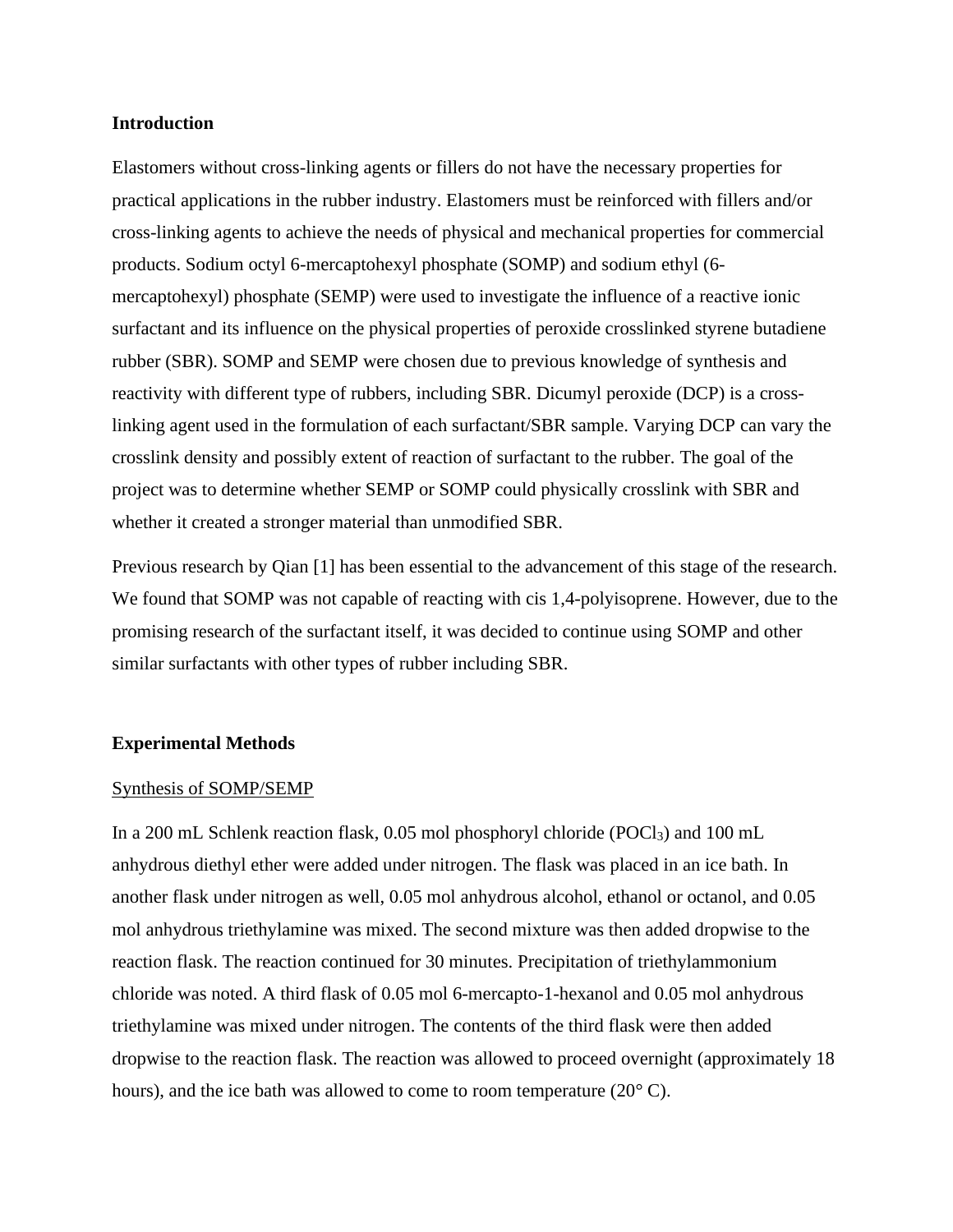## Introduction

Elastomers without cross-linking agents or fillers do not have the necessary properties for practical applications in the rubber industry. Elastomers must be reinforced with fillers and/or cross-linking agents to achieve the needs of physical and mechanical properties for commercial products. Sodium octyl 6-mercaptohexyl phosphate (SOMP) and sodium ethyl (6-mercaptohexyl) phosphate (SEMP) were used to investigate the influence of a reactive ionic surfactant and its influence on the physical properties of peroxide crosslinked styrene butadiene rubber (SBR). SOMP and SEMP were chosen due to previous knowledge of synthesis and reactivity with different type of rubbers, including SBR. Dicumyl peroxide (DCP) is a cross-linking agent used in the formulation of each surfactant/SBR sample. Varying DCP can vary the crosslink density and possibly extent of reaction of surfactant to the rubber. The goal of the project was to determine whether SEMP or SOMP could physically crosslink with SBR and whether it created a stronger material than unmodified SBR.

Previous research by Qian [1] has been essential to the advancement of this stage of the research. We found that SOMP was not capable of reacting with cis 1,4-polyisoprene. However, due to the promising research of the surfactant itself, it was decided to continue using SOMP and other similar surfactants with other types of rubber including SBR.

## Experimental Methods

### Synthesis of SOMP/SEMP

In a 200 mL Schlenk reaction flask, 0.05 mol phosphoryl chloride ($POCl_3$) and 100 mL anhydrous diethyl ether were added under nitrogen. The flask was placed in an ice bath. In another flask under nitrogen as well, 0.05 mol anhydrous alcohol, ethanol or octanol, and 0.05 mol anhydrous triethylamine was mixed. The second mixture was then added dropwise to the reaction flask. The reaction continued for 30 minutes. Precipitation of triethylammonium chloride was noted. A third flask of 0.05 mol 6-mercapto-1-hexanol and 0.05 mol anhydrous triethylamine was mixed under nitrogen. The contents of the third flask were then added dropwise to the reaction flask. The reaction was allowed to proceed overnight (approximately 18 hours), and the ice bath was allowed to come to room temperature (20° C).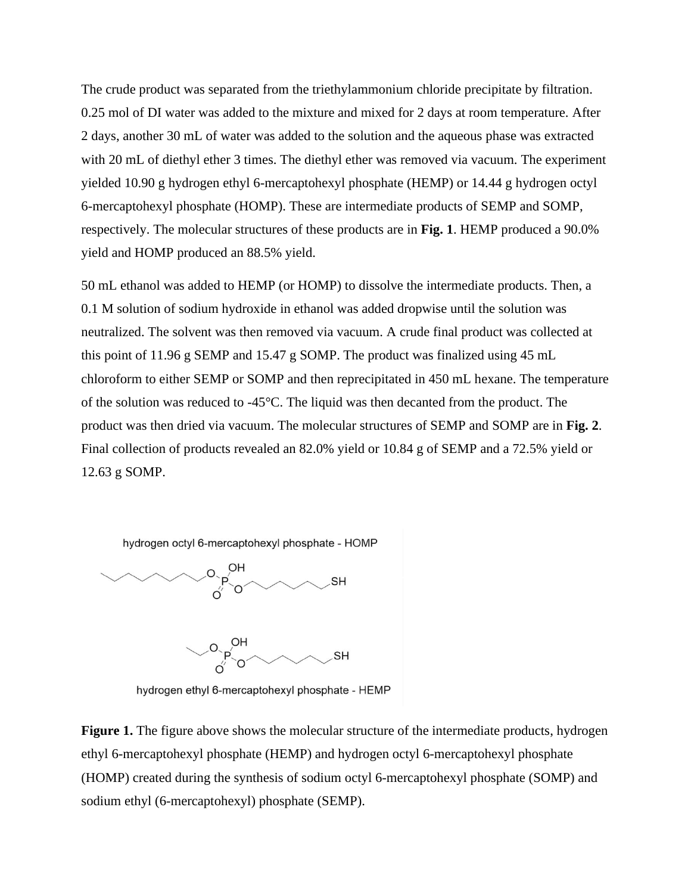The crude product was separated from the triethylammonium chloride precipitate by filtration. 0.25 mol of DI water was added to the mixture and mixed for 2 days at room temperature. After 2 days, another 30 mL of water was added to the solution and the aqueous phase was extracted with 20 mL of diethyl ether 3 times. The diethyl ether was removed via vacuum. The experiment yielded 10.90 g hydrogen ethyl 6-mercaptohexyl phosphate (HEMP) or 14.44 g hydrogen octyl 6-mercaptohexyl phosphate (HOMP). These are intermediate products of SEMP and SOMP, respectively. The molecular structures of these products are in **Fig. 1**. HEMP produced a 90.0% yield and HOMP produced an 88.5% yield.

50 mL ethanol was added to HEMP (or HOMP) to dissolve the intermediate products. Then, a 0.1 M solution of sodium hydroxide in ethanol was added dropwise until the solution was neutralized. The solvent was then removed via vacuum. A crude final product was collected at this point of 11.96 g SEMP and 15.47 g SOMP. The product was finalized using 45 mL chloroform to either SEMP or SOMP and then reprecipitated in 450 mL hexane. The temperature of the solution was reduced to -45°C. The liquid was then decanted from the product. The product was then dried via vacuum. The molecular structures of SEMP and SOMP are in **Fig. 2**. Final collection of products revealed an 82.0% yield or 10.84 g of SEMP and a 72.5% yield or 12.63 g SOMP.

hydrogen octyl 6-mercaptohexyl phosphate - HOMP

hydrogen ethyl 6-mercaptohexyl phosphate - HEMP

**Figure 1.** The figure above shows the molecular structure of the intermediate products, hydrogen ethyl 6-mercaptohexyl phosphate (HEMP) and hydrogen octyl 6-mercaptohexyl phosphate (HOMP) created during the synthesis of sodium octyl 6-mercaptohexyl phosphate (SOMP) and sodium ethyl (6-mercaptohexyl) phosphate (SEMP).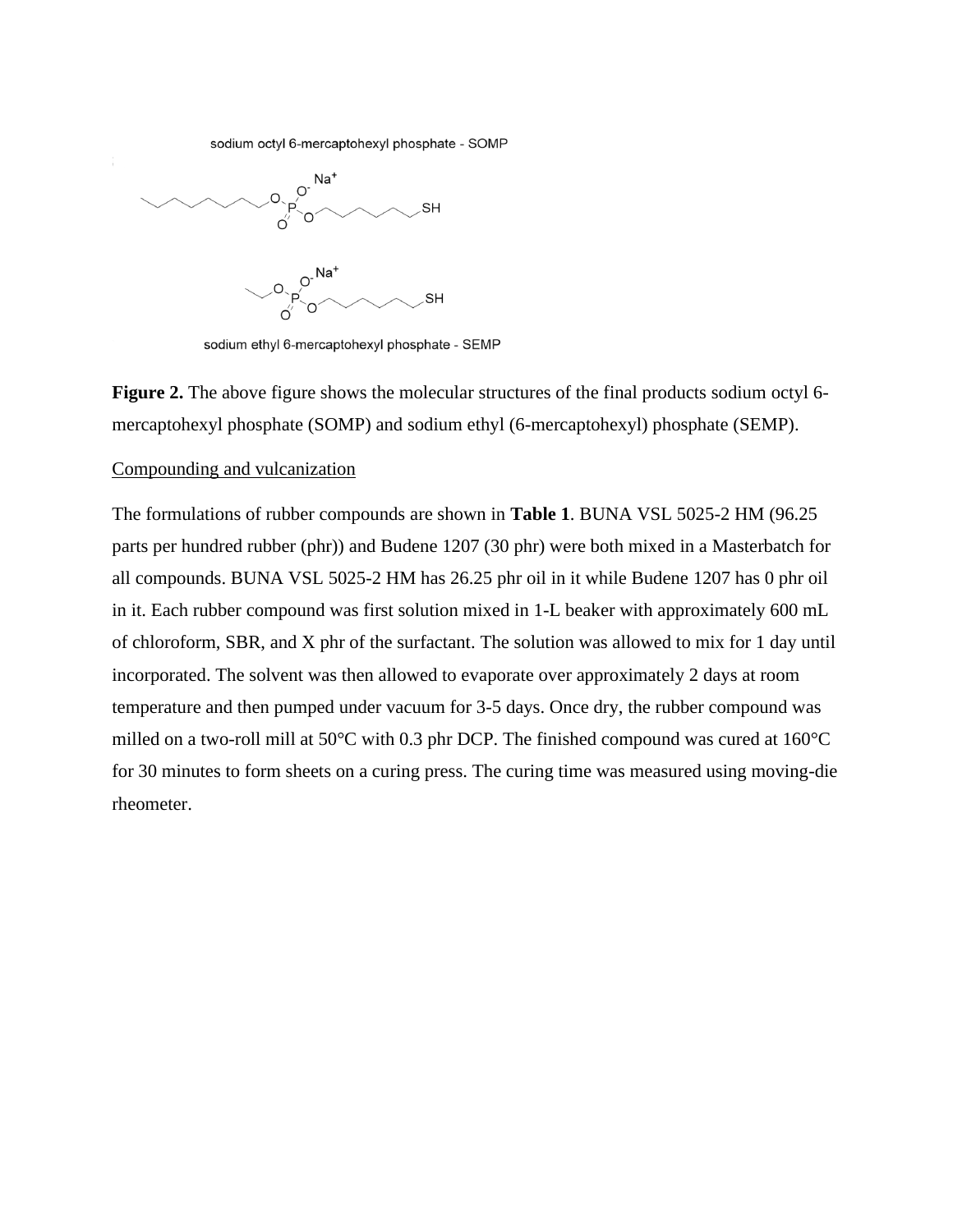**Figure 2.** The above figure shows the molecular structures of the final products sodium octyl 6-mercaptohexyl phosphate (SOMP) and sodium ethyl (6-mercaptohexyl) phosphate (SEMP).

Compounding and vulcanization

The formulations of rubber compounds are shown in **Table 1**. BUNA VSL 5025-2 HM (96.25 parts per hundred rubber (phr)) and Budene 1207 (30 phr) were both mixed in a Masterbatch for all compounds. BUNA VSL 5025-2 HM has 26.25 phr oil in it while Budene 1207 has 0 phr oil in it. Each rubber compound was first solution mixed in 1-L beaker with approximately 600 mL of chloroform, SBR, and X phr of the surfactant. The solution was allowed to mix for 1 day until incorporated. The solvent was then allowed to evaporate over approximately 2 days at room temperature and then pumped under vacuum for 3-5 days. Once dry, the rubber compound was milled on a two-roll mill at 50°C with 0.3 phr DCP. The finished compound was cured at 160°C for 30 minutes to form sheets on a curing press. The curing time was measured using moving-die rheometer.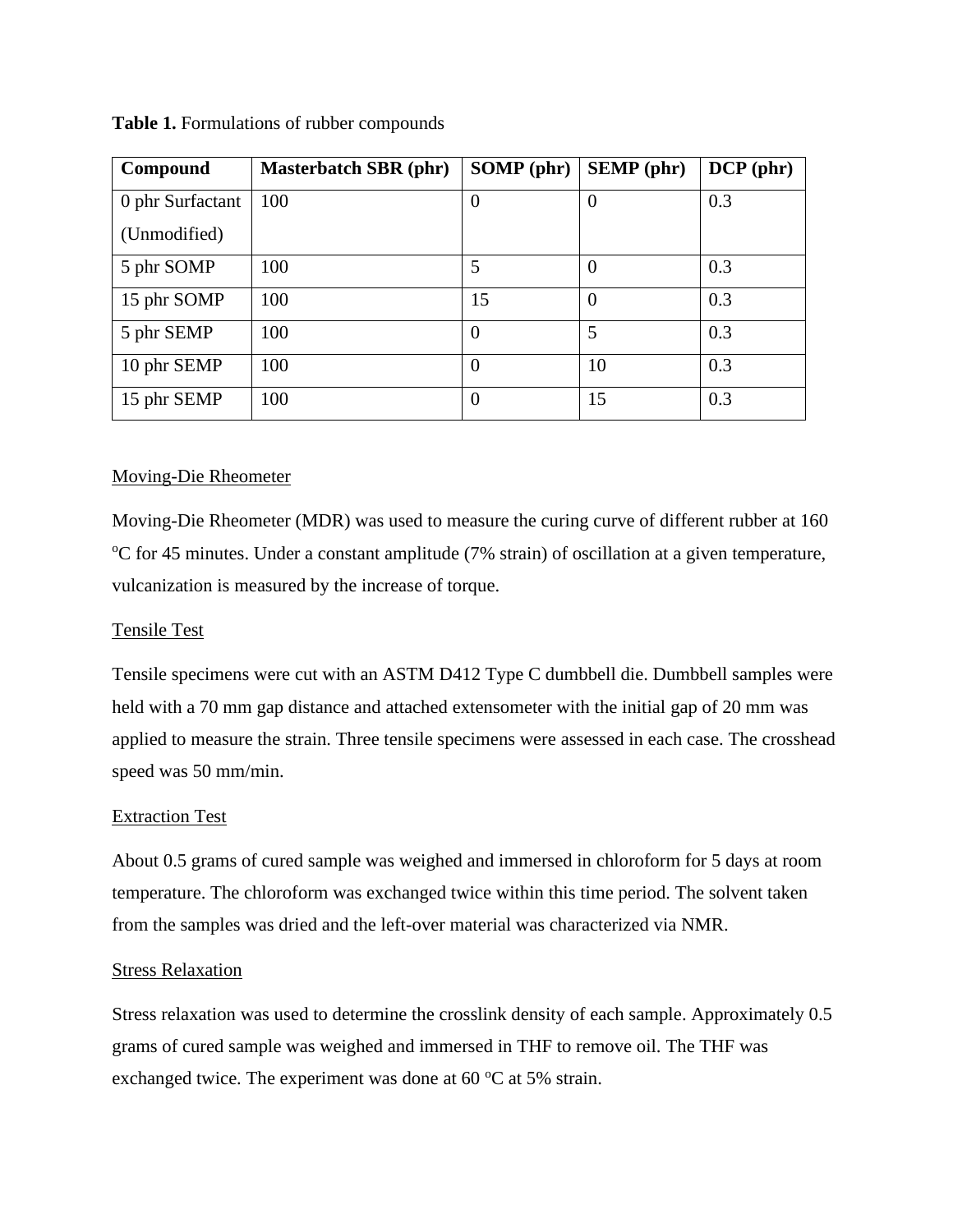**Table 1.** Formulations of rubber compounds

| Compound | Masterbatch SBR (phr) | SOMP (phr) | SEMP (phr) | DCP (phr) |
|---|---|---|---|---|
| 0 phr Surfactant (Unmodified) | 100 | 0 | 0 | 0.3 |
| 5 phr SOMP | 100 | 5 | 0 | 0.3 |
| 15 phr SOMP | 100 | 15 | 0 | 0.3 |
| 5 phr SEMP | 100 | 0 | 5 | 0.3 |
| 10 phr SEMP | 100 | 0 | 10 | 0.3 |
| 15 phr SEMP | 100 | 0 | 15 | 0.3 |

Moving-Die Rheometer

Moving-Die Rheometer (MDR) was used to measure the curing curve of different rubber at 160 $^{o}$C for 45 minutes. Under a constant amplitude (7% strain) of oscillation at a given temperature, vulcanization is measured by the increase of torque.

Tensile Test

Tensile specimens were cut with an ASTM D412 Type C dumbbell die. Dumbbell samples were held with a 70 mm gap distance and attached extensometer with the initial gap of 20 mm was applied to measure the strain. Three tensile specimens were assessed in each case. The crosshead speed was 50 mm/min.

Extraction Test

About 0.5 grams of cured sample was weighed and immersed in chloroform for 5 days at room temperature. The chloroform was exchanged twice within this time period. The solvent taken from the samples was dried and the left-over material was characterized via NMR.

Stress Relaxation

Stress relaxation was used to determine the crosslink density of each sample. Approximately 0.5 grams of cured sample was weighed and immersed in THF to remove oil. The THF was exchanged twice. The experiment was done at 60 $^{o}$C at 5% strain.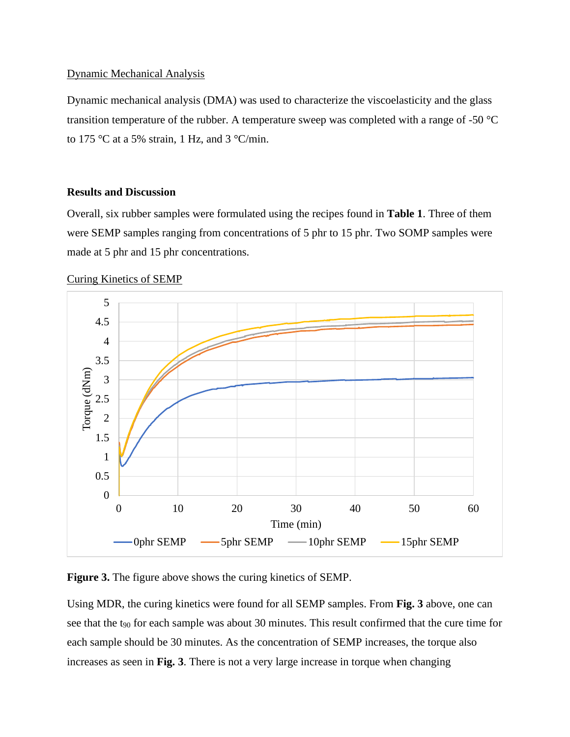Dynamic Mechanical Analysis

Dynamic mechanical analysis (DMA) was used to characterize the viscoelasticity and the glass transition temperature of the rubber. A temperature sweep was completed with a range of -50 °C to 175 °C at a 5% strain, 1 Hz, and 3 °C/min.

**Results and Discussion**

Overall, six rubber samples were formulated using the recipes found in **Table 1**. Three of them were SEMP samples ranging from concentrations of 5 phr to 15 phr. Two SOMP samples were made at 5 phr and 15 phr concentrations.

Curing Kinetics of SEMP

**Figure 3.** The figure above shows the curing kinetics of SEMP.

Using MDR, the curing kinetics were found for all SEMP samples. From **Fig. 3** above, one can see that the $t_{90}$ for each sample was about 30 minutes. This result confirmed that the cure time for each sample should be 30 minutes. As the concentration of SEMP increases, the torque also increases as seen in **Fig. 3**. There is not a very large increase in torque when changing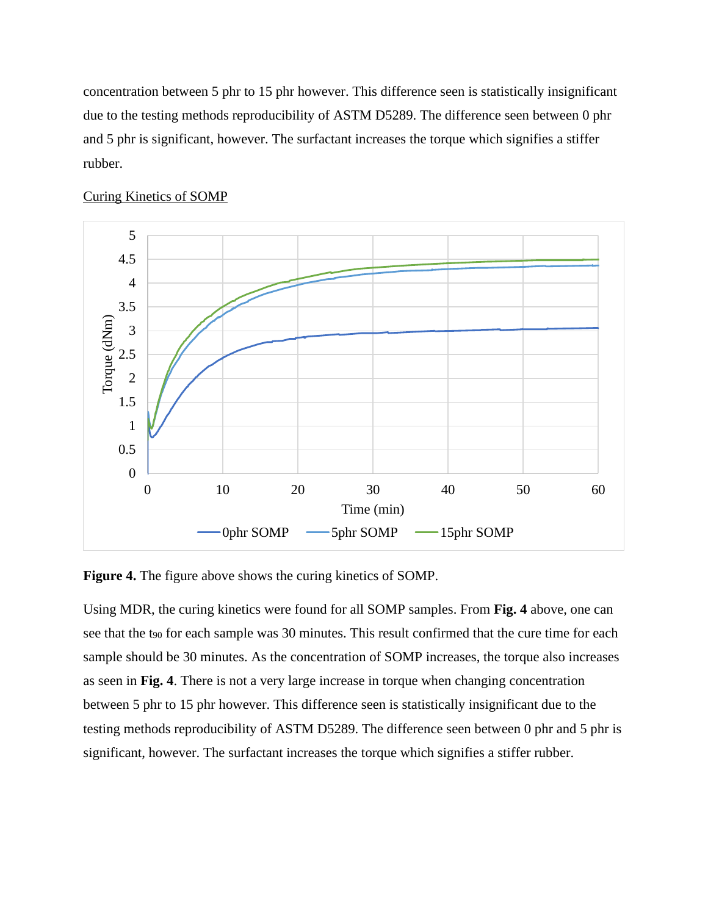concentration between 5 phr to 15 phr however. This difference seen is statistically insignificant due to the testing methods reproducibility of ASTM D5289. The difference seen between 0 phr and 5 phr is significant, however. The surfactant increases the torque which signifies a stiffer rubber.

<u>Curing Kinetics of SOMP</u>

**Figure 4.** The figure above shows the curing kinetics of SOMP.

Using MDR, the curing kinetics were found for all SOMP samples. From **Fig. 4** above, one can see that the $t_{90}$ for each sample was 30 minutes. This result confirmed that the cure time for each sample should be 30 minutes. As the concentration of SOMP increases, the torque also increases as seen in **Fig. 4**. There is not a very large increase in torque when changing concentration between 5 phr to 15 phr however. This difference seen is statistically insignificant due to the testing methods reproducibility of ASTM D5289. The difference seen between 0 phr and 5 phr is significant, however. The surfactant increases the torque which signifies a stiffer rubber.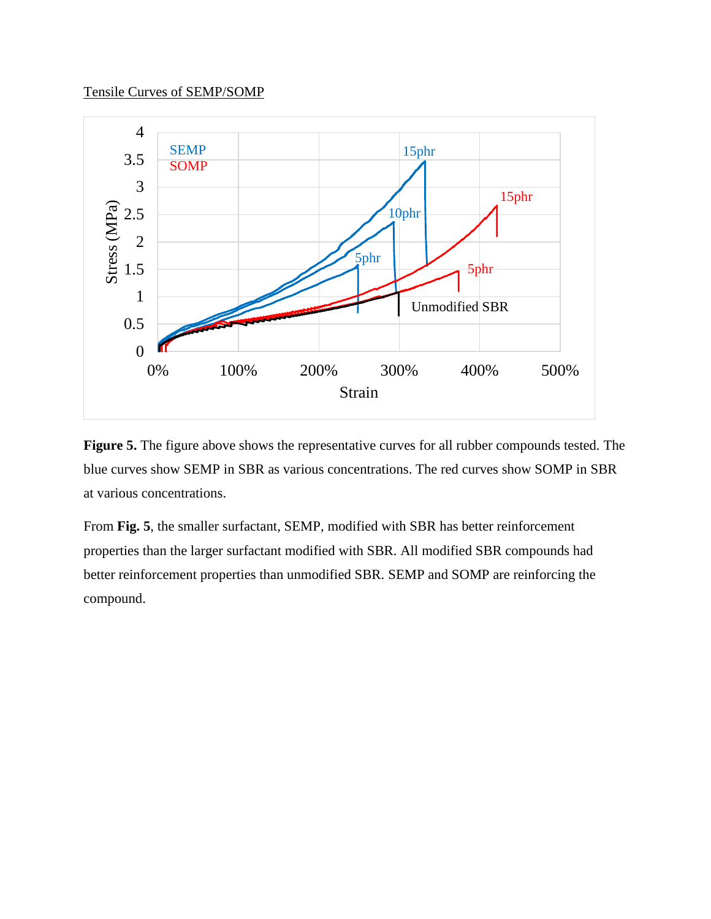Tensile Curves of SEMP/SOMP

**Figure 5.** The figure above shows the representative curves for all rubber compounds tested. The blue curves show SEMP in SBR as various concentrations. The red curves show SOMP in SBR at various concentrations.

From **Fig. 5**, the smaller surfactant, SEMP, modified with SBR has better reinforcement properties than the larger surfactant modified with SBR. All modified SBR compounds had better reinforcement properties than unmodified SBR. SEMP and SOMP are reinforcing the compound.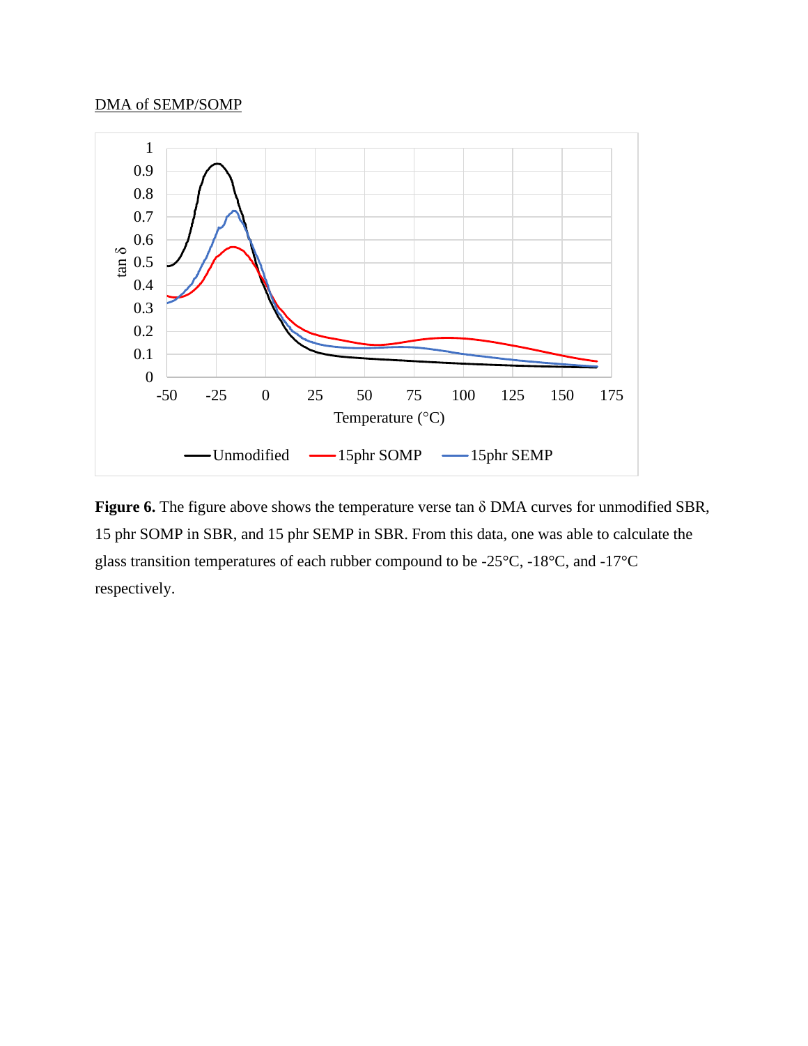<u>DMA of SEMP/SOMP</u>

**Figure 6.** The figure above shows the temperature verse tan δ DMA curves for unmodified SBR, 15 phr SOMP in SBR, and 15 phr SEMP in SBR. From this data, one was able to calculate the glass transition temperatures of each rubber compound to be -25°C, -18°C, and -17°C respectively.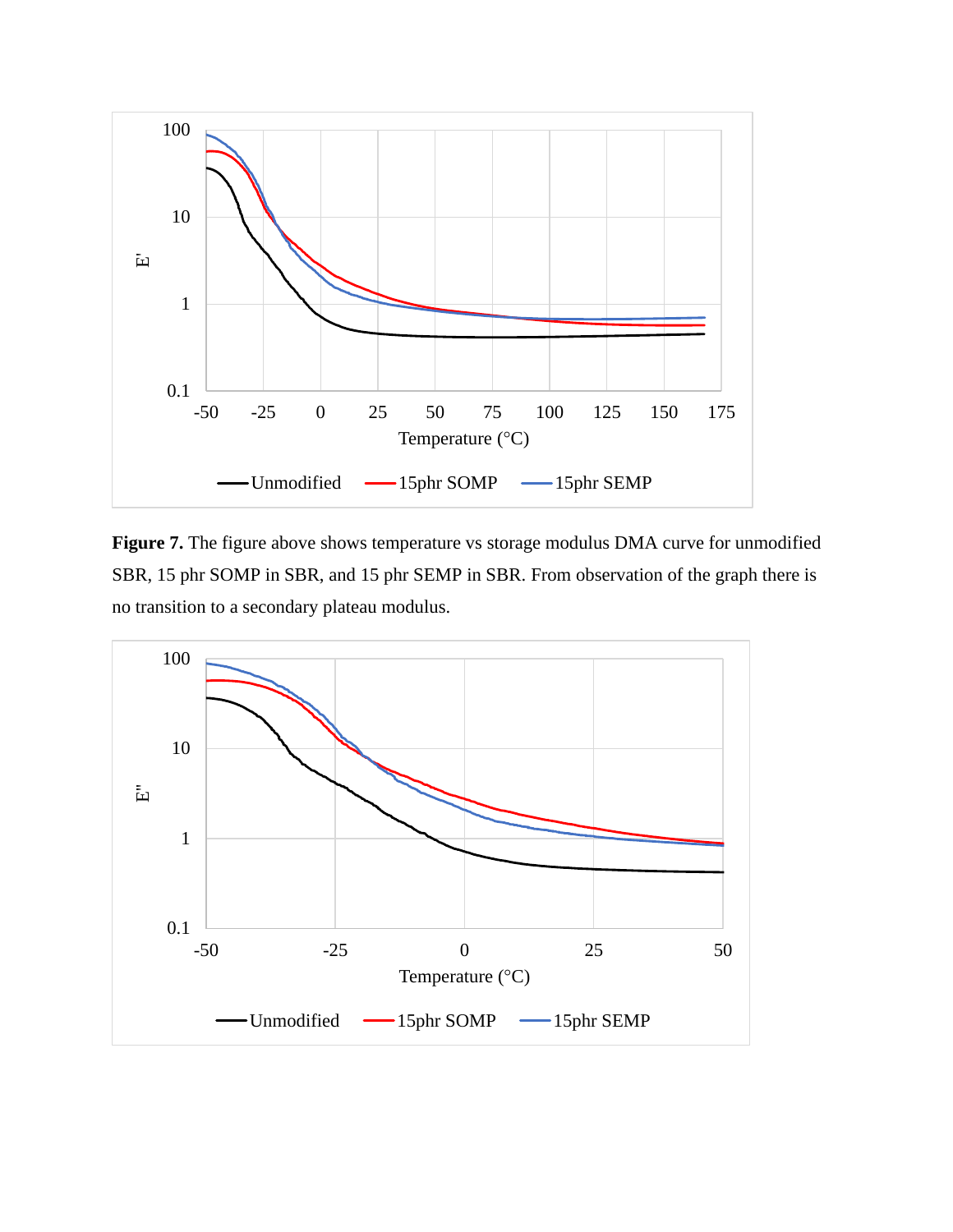**Figure 7.** The figure above shows temperature vs storage modulus DMA curve for unmodified SBR, 15 phr SOMP in SBR, and 15 phr SEMP in SBR. From observation of the graph there is no transition to a secondary plateau modulus.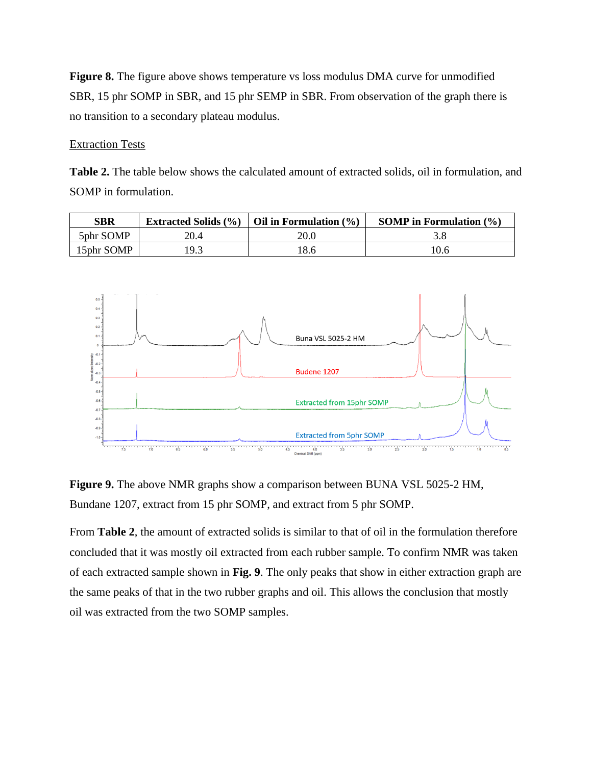**Figure 8.** The figure above shows temperature vs loss modulus DMA curve for unmodified SBR, 15 phr SOMP in SBR, and 15 phr SEMP in SBR. From observation of the graph there is no transition to a secondary plateau modulus.

<u>Extraction Tests</u>

**Table 2.** The table below shows the calculated amount of extracted solids, oil in formulation, and SOMP in formulation.

| SBR | Extracted Solids (%) | Oil in Formulation (%) | SOMP in Formulation (%) |
| --- | --- | --- | --- |
| 5phr SOMP | 20.4 | 20.0 | 3.8 |
| 15phr SOMP | 19.3 | 18.6 | 10.6 |

**Figure 9.** The above NMR graphs show a comparison between BUNA VSL 5025-2 HM, Bundane 1207, extract from 15 phr SOMP, and extract from 5 phr SOMP.

From **Table 2**, the amount of extracted solids is similar to that of oil in the formulation therefore concluded that it was mostly oil extracted from each rubber sample. To confirm NMR was taken of each extracted sample shown in **Fig. 9**. The only peaks that show in either extraction graph are the same peaks of that in the two rubber graphs and oil. This allows the conclusion that mostly oil was extracted from the two SOMP samples.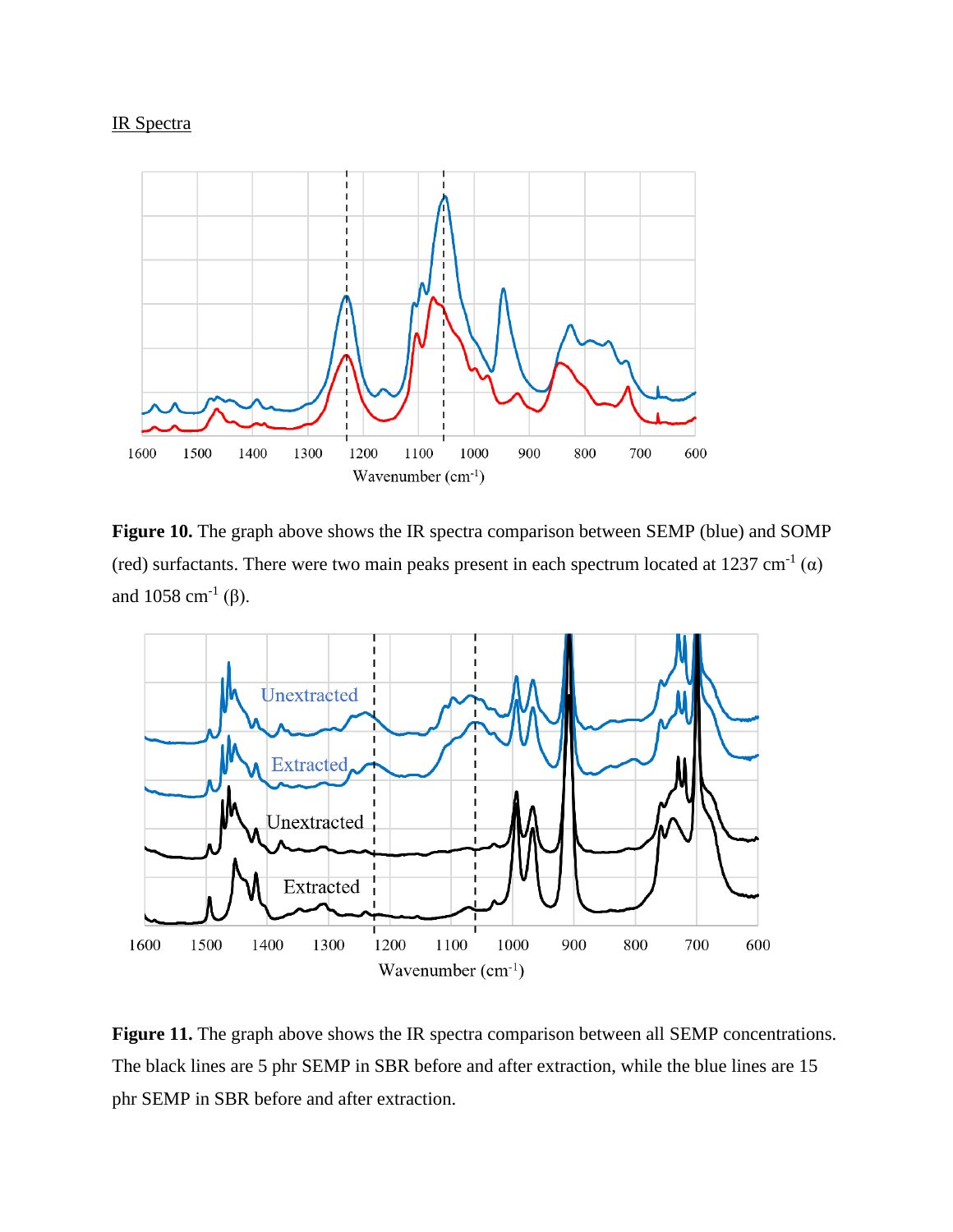IR Spectra

**Figure 10.** The graph above shows the IR spectra comparison between SEMP (blue) and SOMP (red) surfactants. There were two main peaks present in each spectrum located at 1237 cm$^{-1}$ (α) and 1058 cm$^{-1}$ (β).

**Figure 11.** The graph above shows the IR spectra comparison between all SEMP concentrations. The black lines are 5 phr SEMP in SBR before and after extraction, while the blue lines are 15 phr SEMP in SBR before and after extraction.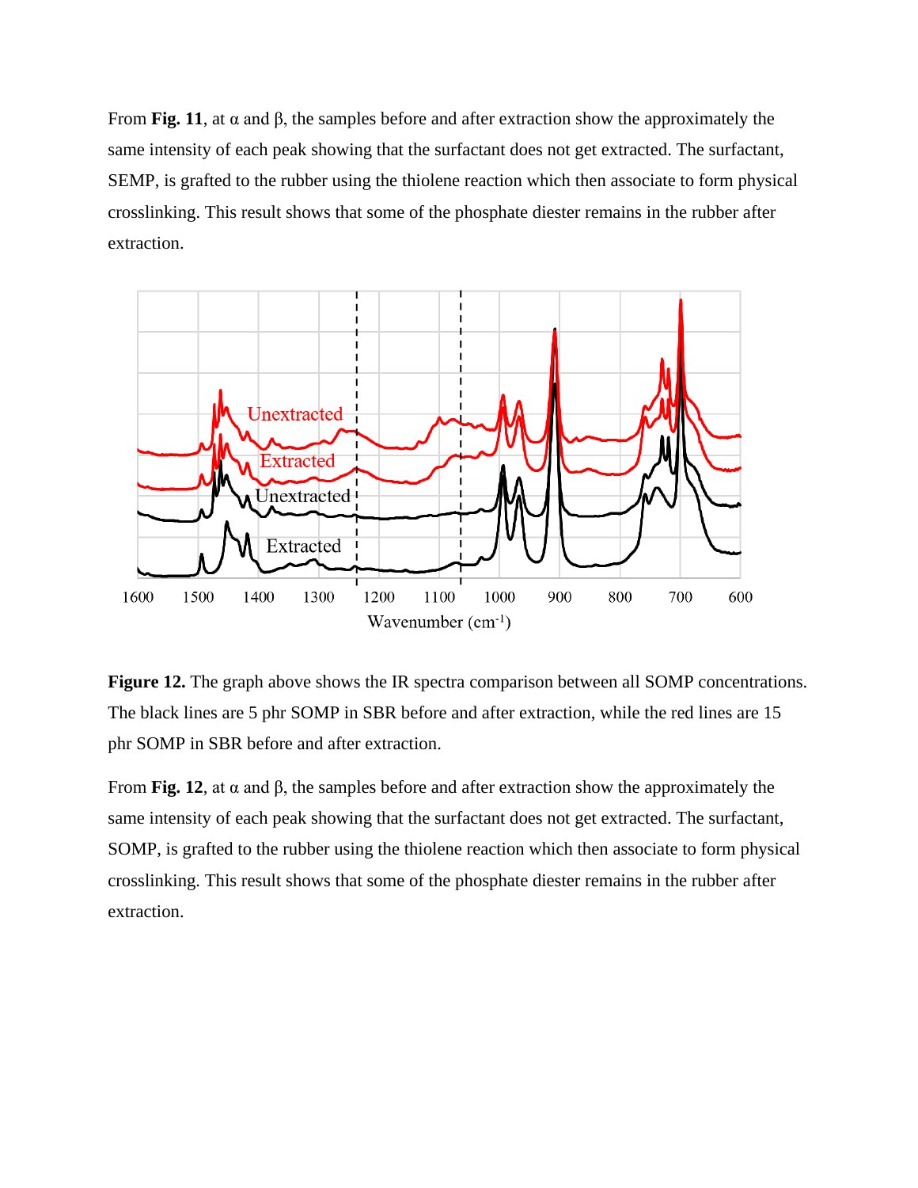From **Fig. 11**, at α and β, the samples before and after extraction show the approximately the same intensity of each peak showing that the surfactant does not get extracted. The surfactant, SEMP, is grafted to the rubber using the thiolene reaction which then associate to form physical crosslinking. This result shows that some of the phosphate diester remains in the rubber after extraction.

**Figure 12.** The graph above shows the IR spectra comparison between all SOMP concentrations. The black lines are 5 phr SOMP in SBR before and after extraction, while the red lines are 15 phr SOMP in SBR before and after extraction.

From **Fig. 12**, at α and β, the samples before and after extraction show the approximately the same intensity of each peak showing that the surfactant does not get extracted. The surfactant, SOMP, is grafted to the rubber using the thiolene reaction which then associate to form physical crosslinking. This result shows that some of the phosphate diester remains in the rubber after extraction.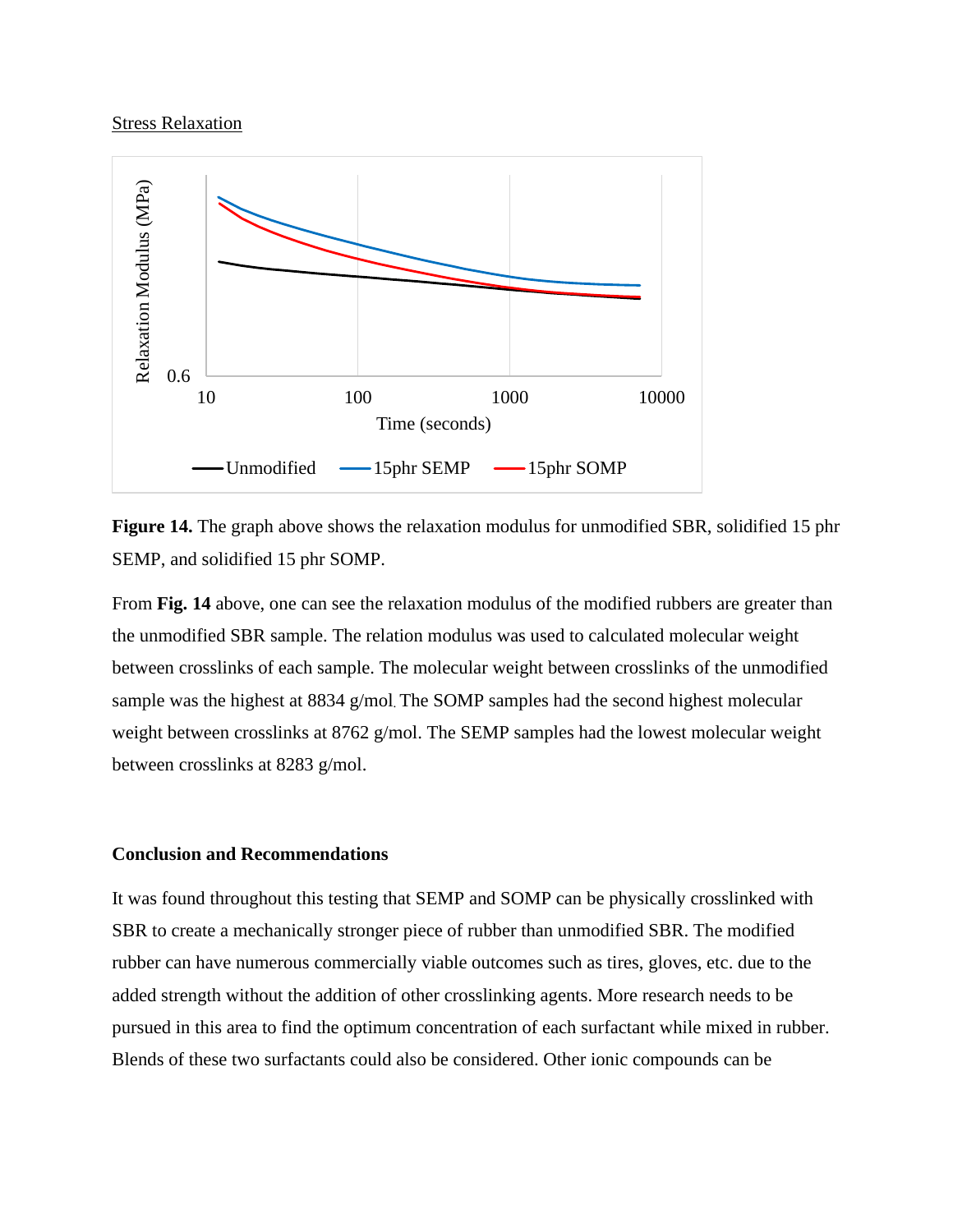Stress Relaxation

**Figure 14.** The graph above shows the relaxation modulus for unmodified SBR, solidified 15 phr SEMP, and solidified 15 phr SOMP.

From **Fig. 14** above, one can see the relaxation modulus of the modified rubbers are greater than the unmodified SBR sample. The relation modulus was used to calculated molecular weight between crosslinks of each sample. The molecular weight between crosslinks of the unmodified sample was the highest at 8834 g/mol. The SOMP samples had the second highest molecular weight between crosslinks at 8762 g/mol. The SEMP samples had the lowest molecular weight between crosslinks at 8283 g/mol.

## Conclusion and Recommendations

It was found throughout this testing that SEMP and SOMP can be physically crosslinked with SBR to create a mechanically stronger piece of rubber than unmodified SBR. The modified rubber can have numerous commercially viable outcomes such as tires, gloves, etc. due to the added strength without the addition of other crosslinking agents. More research needs to be pursued in this area to find the optimum concentration of each surfactant while mixed in rubber. Blends of these two surfactants could also be considered. Other ionic compounds can be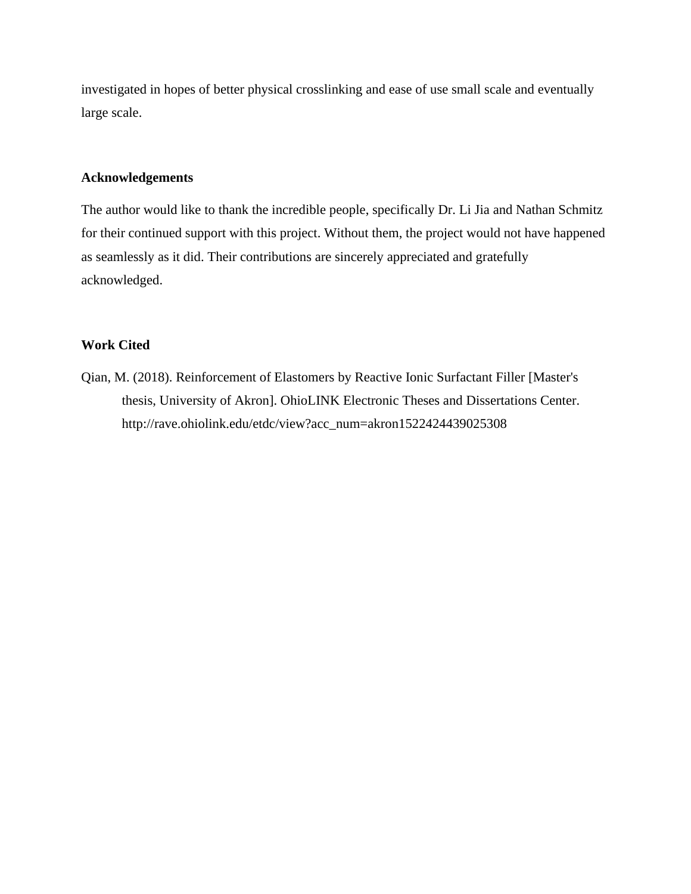investigated in hopes of better physical crosslinking and ease of use small scale and eventually large scale.

## Acknowledgements

The author would like to thank the incredible people, specifically Dr. Li Jia and Nathan Schmitz for their continued support with this project. Without them, the project would not have happened as seamlessly as it did. Their contributions are sincerely appreciated and gratefully acknowledged.

## Work Cited

Qian, M. (2018). Reinforcement of Elastomers by Reactive Ionic Surfactant Filler [Master's thesis, University of Akron]. OhioLINK Electronic Theses and Dissertations Center. http://rave.ohiolink.edu/etdc/view?acc_num=akron1522424439025308